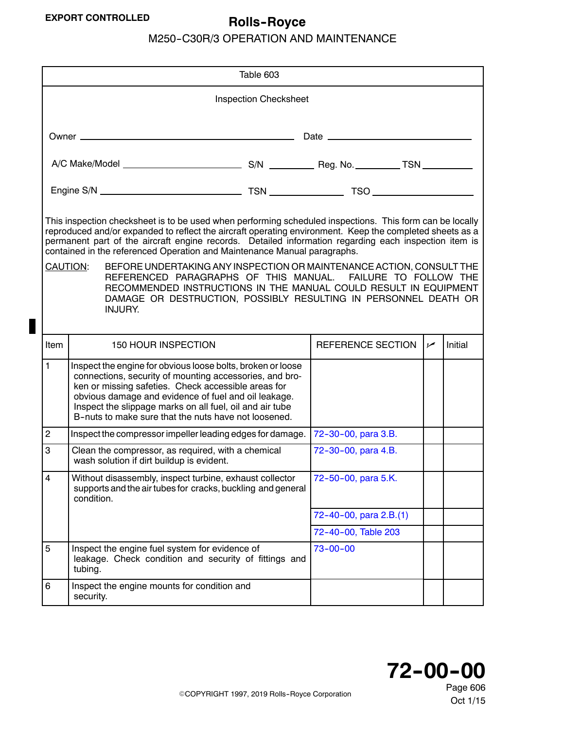EXPORT CONTROLLED

Table 603

Inspection Checksheet

Owner ______________________________ Date ______________________

A/C Make/Model ____________________ S/N ________ Reg. No. ________ TSN __________

Engine S/N ________________________ TSN ______________ TSO __________________

This inspection checksheet is to be used when performing scheduled inspections. This form can be locally reproduced and/or expanded to reflect the aircraft operating environment. Keep the completed sheets as a permanent part of the aircraft engine records. Detailed information regarding each inspection item is contained in the referenced Operation and Maintenance Manual paragraphs.

CAUTION: BEFORE UNDERTAKING ANY INSPECTION OR MAINTENANCE ACTION, CONSULT THE REFERENCED PARAGRAPHS OF THIS MANUAL. FAILURE TO FOLLOW THE RECOMMENDED INSTRUCTIONS IN THE MANUAL COULD RESULT IN EQUIPMENT DAMAGE OR DESTRUCTION, POSSIBLY RESULTING IN PERSONNEL DEATH OR INJURY.

| Item | 150 HOUR INSPECTION | REFERENCE SECTION | ✓ | Initial |
|---|---|---|---|---|
| 1 | Inspect the engine for obvious loose bolts, broken or loose connections, security of mounting accessories, and broken or missing safeties. Check accessible areas for obvious damage and evidence of fuel and oil leakage. Inspect the slippage marks on all fuel, oil and air tube B-nuts to make sure that the nuts have not loosened. | | | |
| 2 | Inspect the compressor impeller leading edges for damage. | 72-30-00, para 3.B. | | |
| 3 | Clean the compressor, as required, with a chemical wash solution if dirt buildup is evident. | 72-30-00, para 4.B. | | |
| 4 | Without disassembly, inspect turbine, exhaust collector supports and the air tubes for cracks, buckling and general condition. | 72-50-00, para 5.K. | | |
| | | 72-40-00, para 2.B.(1) | | |
| | | 72-40-00, Table 203 | | |
| 5 | Inspect the engine fuel system for evidence of leakage. Check condition and security of fittings and tubing. | 73-00-00 | | |
| 6 | Inspect the engine mounts for condition and security. | | | |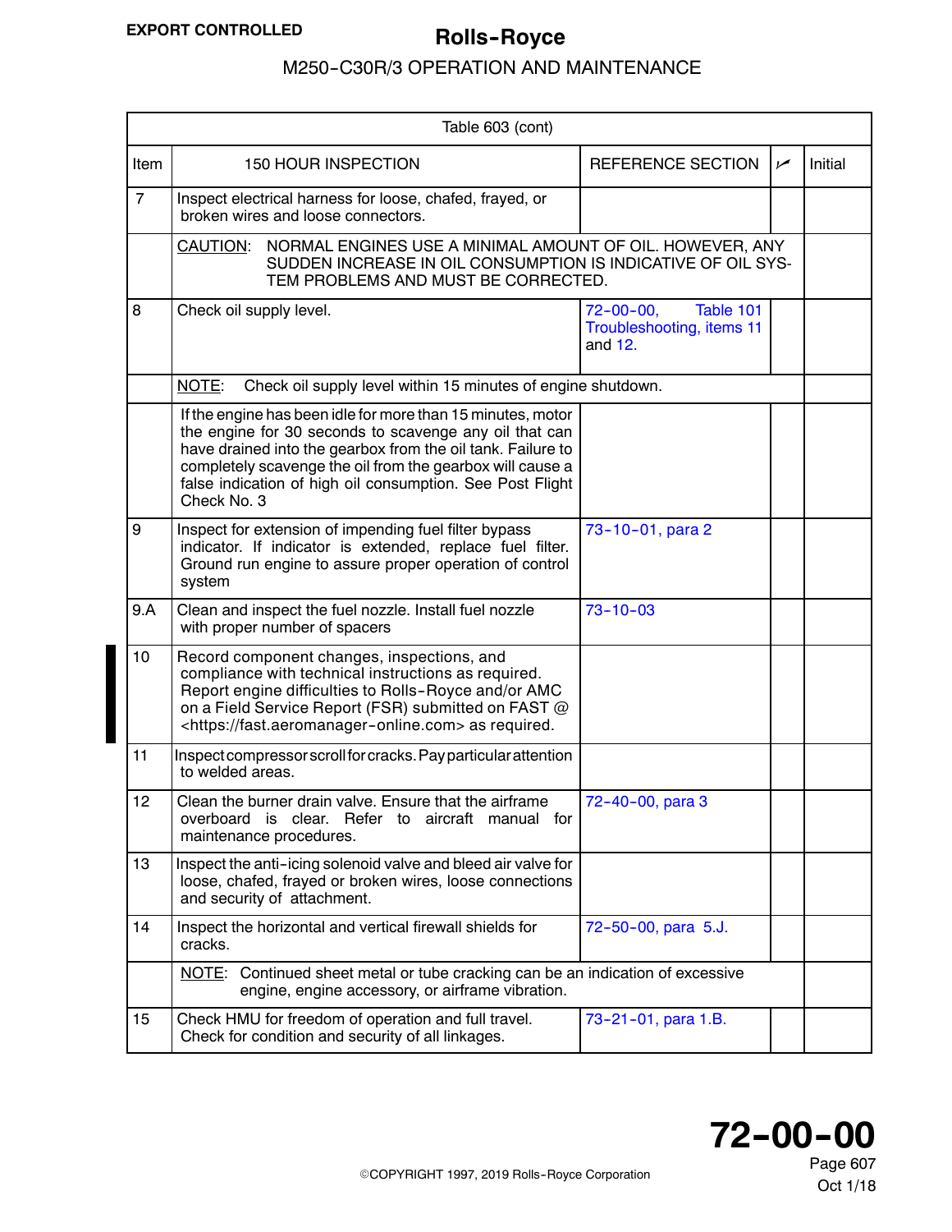EXPORT CONTROLLED

| Table 603 (cont) | | | | |
|---|---|---|---|---|
| Item | 150 HOUR INSPECTION | REFERENCE SECTION | ✓ | Initial |
| 7 | Inspect electrical harness for loose, chafed, frayed, or broken wires and loose connectors. | | | |
| | CAUTION: NORMAL ENGINES USE A MINIMAL AMOUNT OF OIL. HOWEVER, ANY SUDDEN INCREASE IN OIL CONSUMPTION IS INDICATIVE OF OIL SYSTEM PROBLEMS AND MUST BE CORRECTED. | | | |
| 8 | Check oil supply level. | 72-00-00, Table 101 Troubleshooting, items 11 and 12. | | |
| | NOTE: Check oil supply level within 15 minutes of engine shutdown. | | | |
| | If the engine has been idle for more than 15 minutes, motor the engine for 30 seconds to scavenge any oil that can have drained into the gearbox from the oil tank. Failure to completely scavenge the oil from the gearbox will cause a false indication of high oil consumption. See Post Flight Check No. 3 | | | |
| 9 | Inspect for extension of impending fuel filter bypass indicator. If indicator is extended, replace fuel filter. Ground run engine to assure proper operation of control system | 73-10-01, para 2 | | |
| 9.A | Clean and inspect the fuel nozzle. Install fuel nozzle with proper number of spacers | 73-10-03 | | |
| 10 | Record component changes, inspections, and compliance with technical instructions as required. Report engine difficulties to Rolls-Royce and/or AMC on a Field Service Report (FSR) submitted on FAST @ <https://fast.aeromanager-online.com> as required. | | | |
| 11 | Inspect compressor scroll for cracks. Pay particular attention to welded areas. | | | |
| 12 | Clean the burner drain valve. Ensure that the airframe overboard is clear. Refer to aircraft manual for maintenance procedures. | 72-40-00, para 3 | | |
| 13 | Inspect the anti-icing solenoid valve and bleed air valve for loose, chafed, frayed or broken wires, loose connections and security of attachment. | | | |
| 14 | Inspect the horizontal and vertical firewall shields for cracks. | 72-50-00, para 5.J. | | |
| | NOTE: Continued sheet metal or tube cracking can be an indication of excessive engine, engine accessory, or airframe vibration. | | | |
| 15 | Check HMU for freedom of operation and full travel. Check for condition and security of all linkages. | 73-21-01, para 1.B. | | |

©COPYRIGHT 1997, 2019 Rolls-Royce Corporation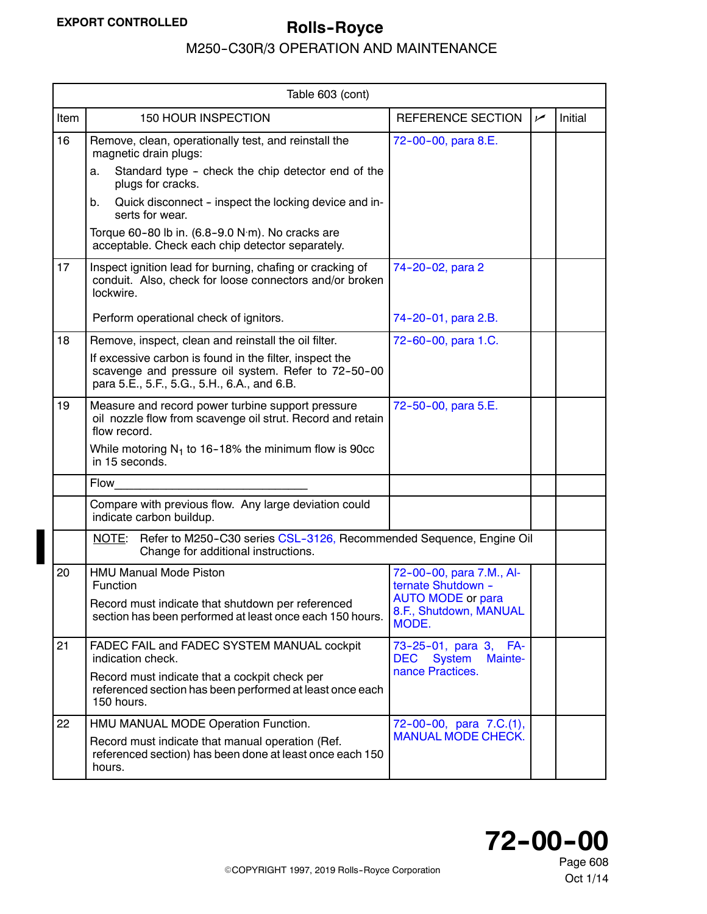| Table 603 (cont) | | | | |
|---|---|---|---|---|
| Item | 150 HOUR INSPECTION | REFERENCE SECTION | ✓ | Initial |
| 16 | Remove, clean, operationally test, and reinstall the magnetic drain plugs:<br>a. Standard type - check the chip detector end of the plugs for cracks.<br>b. Quick disconnect - inspect the locking device and inserts for wear.<br>Torque 60-80 lb in. (6.8-9.0 N·m). No cracks are acceptable. Check each chip detector separately. | 72-00-00, para 8.E. | | |
| 17 | Inspect ignition lead for burning, chafing or cracking of conduit. Also, check for loose connectors and/or broken lockwire.<br><br>Perform operational check of ignitors. | 74-20-02, para 2<br><br>74-20-01, para 2.B. | | |
| 18 | Remove, inspect, clean and reinstall the oil filter.<br>If excessive carbon is found in the filter, inspect the scavenge and pressure oil system. Refer to 72-50-00 para 5.E., 5.F., 5.G., 5.H., 6.A., and 6.B. | 72-60-00, para 1.C. | | |
| 19 | Measure and record power turbine support pressure oil nozzle flow from scavenge oil strut. Record and retain flow record.<br>While motoring $N_1$ to 16-18% the minimum flow is 90cc in 15 seconds. | 72-50-00, para 5.E. | | |
| | Flow______________________________ | | | |
| | Compare with previous flow. Any large deviation could indicate carbon buildup. | | | |
| | NOTE: Refer to M250-C30 series CSL-3126, Recommended Sequence, Engine Oil Change for additional instructions. | | | |
| 20 | HMU Manual Mode Piston Function<br>Record must indicate that shutdown per referenced section has been performed at least once each 150 hours. | 72-00-00, para 7.M., Alternate Shutdown - AUTO MODE or para 8.F., Shutdown, MANUAL MODE. | | |
| 21 | FADEC FAIL and FADEC SYSTEM MANUAL cockpit indication check.<br>Record must indicate that a cockpit check per referenced section has been performed at least once each 150 hours. | 73-25-01, para 3, FADEC System Maintenance Practices. | | |
| 22 | HMU MANUAL MODE Operation Function.<br>Record must indicate that manual operation (Ref. referenced section) has been done at least once each 150 hours. | 72-00-00, para 7.C.(1), MANUAL MODE CHECK. | | |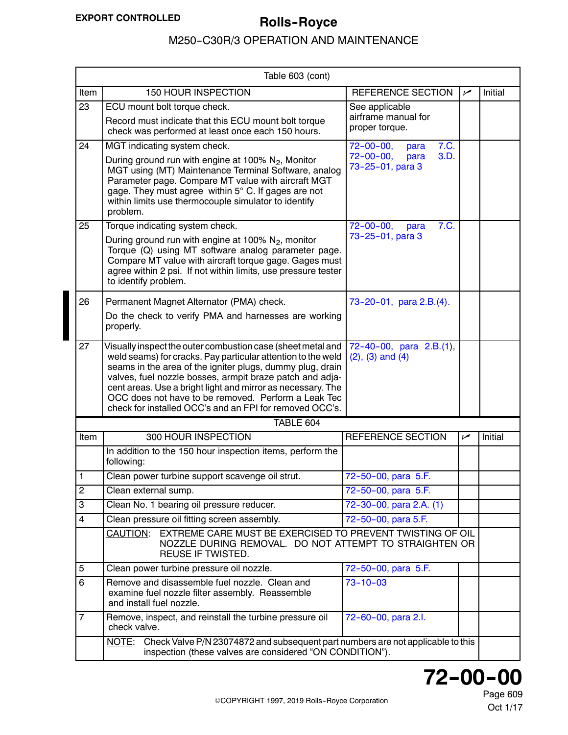| Table 603 (cont) | | | | |
|---|---|---|---|---|
| Item | 150 HOUR INSPECTION | REFERENCE SECTION | ✓ | Initial |
| 23 | ECU mount bolt torque check.<br>Record must indicate that this ECU mount bolt torque check was performed at least once each 150 hours. | See applicable airframe manual for proper torque. | | |
| 24 | MGT indicating system check.<br>During ground run with engine at 100% $N_2$, Monitor MGT using (MT) Maintenance Terminal Software, analog Parameter page. Compare MT value with aircraft MGT gage. They must agree within 5° C. If gages are not within limits use thermocouple simulator to identify problem. | 72-00-00, para 7.C.<br>72-00-00, para 3.D.<br>73-25-01, para 3 | | |
| 25 | Torque indicating system check.<br>During ground run with engine at 100% $N_2$, monitor Torque (Q) using MT software analog parameter page. Compare MT value with aircraft torque gage. Gages must agree within 2 psi. If not within limits, use pressure tester to identify problem. | 72-00-00, para 7.C.<br>73-25-01, para 3 | | |
| 26 | Permanent Magnet Alternator (PMA) check.<br>Do the check to verify PMA and harnesses are working properly. | 73-20-01, para 2.B.(4). | | |
| 27 | Visually inspect the outer combustion case (sheet metal and weld seams) for cracks. Pay particular attention to the weld seams in the area of the igniter plugs, dummy plug, drain valves, fuel nozzle bosses, armpit braze patch and adjacent areas. Use a bright light and mirror as necessary. The OCC does not have to be removed. Perform a Leak Tec check for installed OCC's and an FPI for removed OCC's. | 72-40-00, para 2.B.(1), (2), (3) and (4) | | |

| TABLE 604 | | | | |
|---|---|---|---|---|
| Item | 300 HOUR INSPECTION | REFERENCE SECTION | ✓ | Initial |
| | In addition to the 150 hour inspection items, perform the following: | | | |
| 1 | Clean power turbine support scavenge oil strut. | 72-50-00, para 5.F. | | |
| 2 | Clean external sump. | 72-50-00, para 5.F. | | |
| 3 | Clean No. 1 bearing oil pressure reducer. | 72-30-00, para 2.A. (1) | | |
| 4 | Clean pressure oil fitting screen assembly. | 72-50-00, para 5.F. | | |
| | CAUTION: EXTREME CARE MUST BE EXERCISED TO PREVENT TWISTING OF OIL NOZZLE DURING REMOVAL. DO NOT ATTEMPT TO STRAIGHTEN OR REUSE IF TWISTED. | | | |
| 5 | Clean power turbine pressure oil nozzle. | 72-50-00, para 5.F. | | |
| 6 | Remove and disassemble fuel nozzle. Clean and examine fuel nozzle filter assembly. Reassemble and install fuel nozzle. | 73-10-03 | | |
| 7 | Remove, inspect, and reinstall the turbine pressure oil check valve. | 72-60-00, para 2.I. | | |
| | NOTE: Check Valve P/N 23074872 and subsequent part numbers are not applicable to this inspection (these valves are considered "ON CONDITION"). | | | |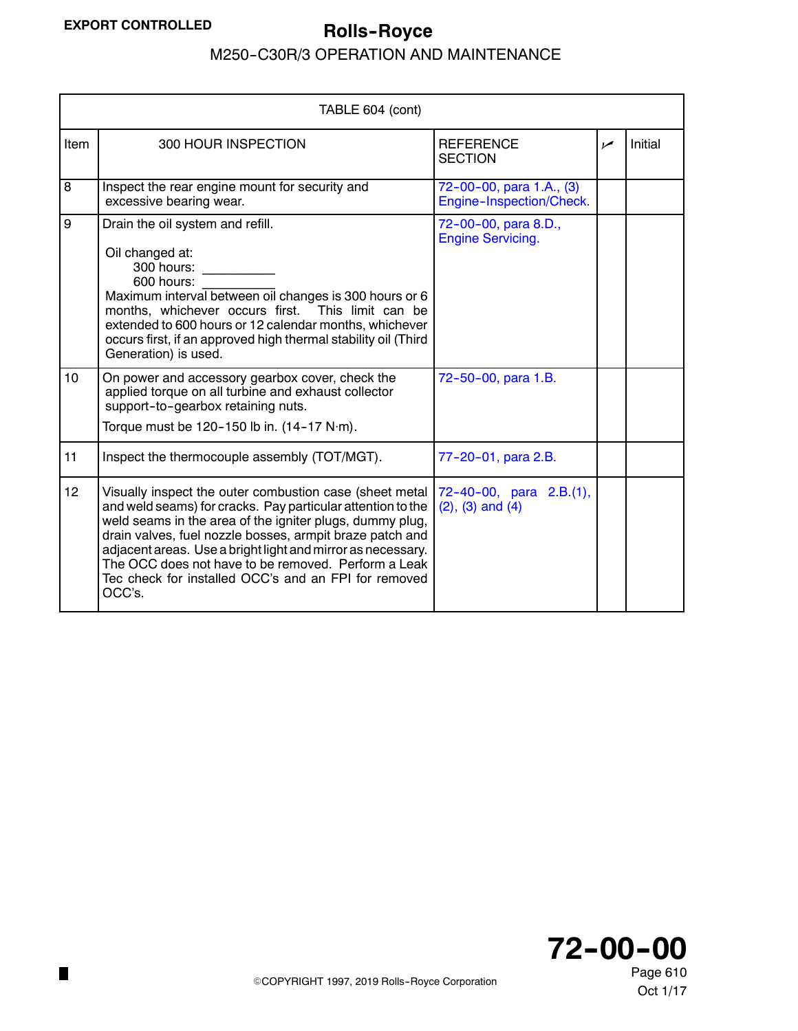| TABLE 604 (cont) | | | | |
|---|---|---|---|---|
| Item | 300 HOUR INSPECTION | REFERENCE SECTION | ✓ | Initial |
| 8 | Inspect the rear engine mount for security and excessive bearing wear. | 72-00-00, para 1.A., (3) Engine-Inspection/Check. | | |
| 9 | Drain the oil system and refill.<br><br>Oil changed at:<br>300 hours: __________<br>600 hours: __________<br>Maximum interval between oil changes is 300 hours or 6 months, whichever occurs first. This limit can be extended to 600 hours or 12 calendar months, whichever occurs first, if an approved high thermal stability oil (Third Generation) is used. | 72-00-00, para 8.D., Engine Servicing. | | |
| 10 | On power and accessory gearbox cover, check the applied torque on all turbine and exhaust collector support-to-gearbox retaining nuts.<br><br>Torque must be 120-150 lb in. (14-17 N·m). | 72-50-00, para 1.B. | | |
| 11 | Inspect the thermocouple assembly (TOT/MGT). | 77-20-01, para 2.B. | | |
| 12 | Visually inspect the outer combustion case (sheet metal and weld seams) for cracks. Pay particular attention to the weld seams in the area of the igniter plugs, dummy plug, drain valves, fuel nozzle bosses, armpit braze patch and adjacent areas. Use a bright light and mirror as necessary. The OCC does not have to be removed. Perform a Leak Tec check for installed OCC's and an FPI for removed OCC's. | 72-40-00, para 2.B.(1), (2), (3) and (4) | | |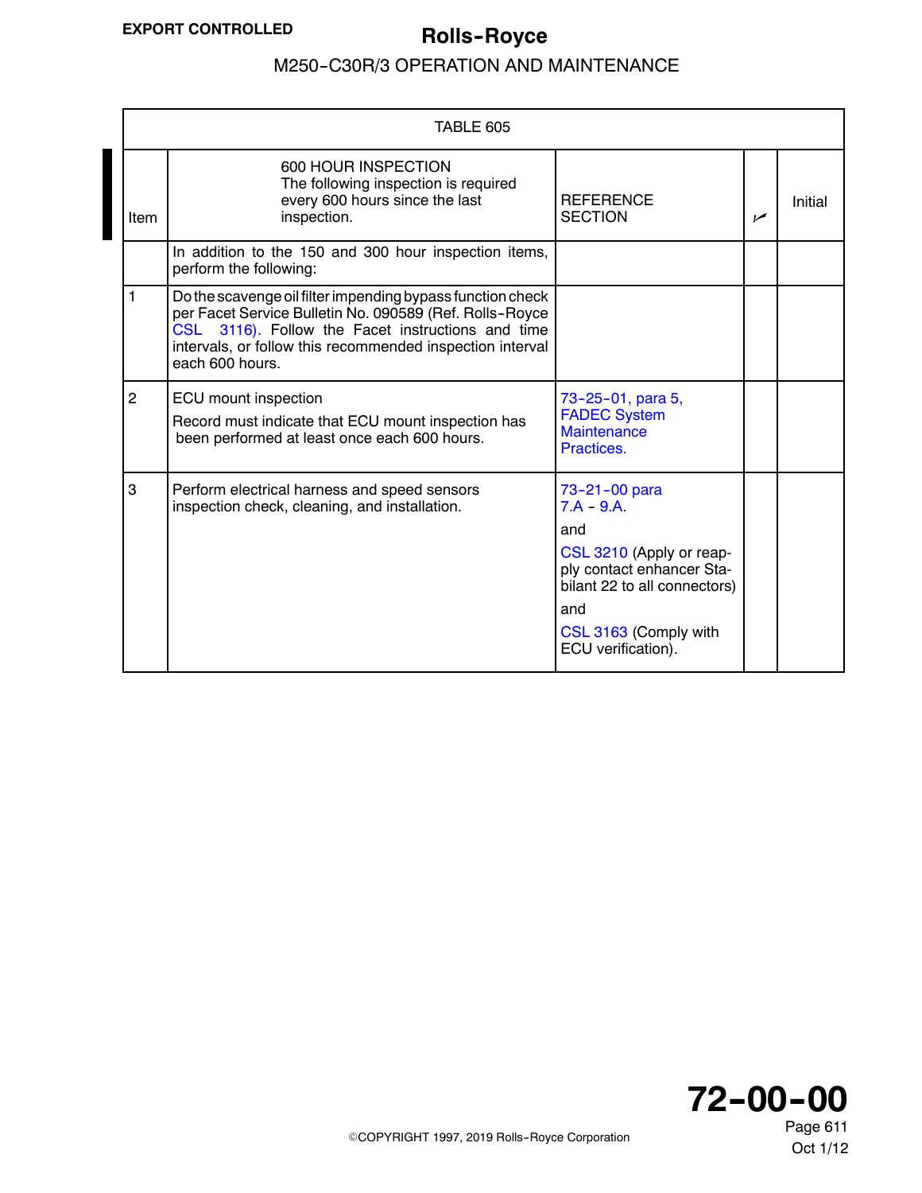TABLE 605

| Item | 600 HOUR INSPECTION The following inspection is required every 600 hours since the last inspection. | REFERENCE SECTION | ✓ | Initial |
|---|---|---|---|---|
| | In addition to the 150 and 300 hour inspection items, perform the following: | | | |
| 1 | Do the scavenge oil filter impending bypass function check per Facet Service Bulletin No. 090589 (Ref. Rolls-Royce CSL 3116). Follow the Facet instructions and time intervals, or follow this recommended inspection interval each 600 hours. | | | |
| 2 | ECU mount inspection<br>Record must indicate that ECU mount inspection has been performed at least once each 600 hours. | 73-25-01, para 5, FADEC System Maintenance Practices. | | |
| 3 | Perform electrical harness and speed sensors inspection check, cleaning, and installation. | 73-21-00 para 7.A - 9.A.<br>and<br>CSL 3210 (Apply or reapply contact enhancer Stabilant 22 to all connectors)<br>and<br>CSL 3163 (Comply with ECU verification). | | |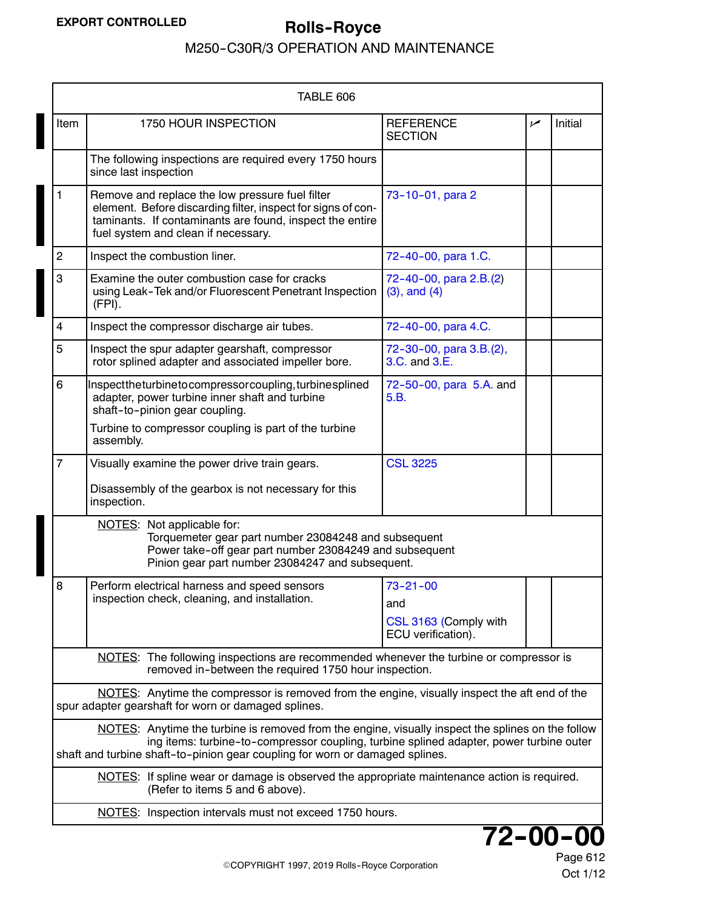| TABLE 606 | | | | |
|---|---|---|---|---|
| Item | 1750 HOUR INSPECTION | REFERENCE SECTION | ✓ | Initial |
| | The following inspections are required every 1750 hours since last inspection | | | |
| 1 | Remove and replace the low pressure fuel filter element. Before discarding filter, inspect for signs of contaminants. If contaminants are found, inspect the entire fuel system and clean if necessary. | 73-10-01, para 2 | | |
| 2 | Inspect the combustion liner. | 72-40-00, para 1.C. | | |
| 3 | Examine the outer combustion case for cracks using Leak-Tek and/or Fluorescent Penetrant Inspection (FPI). | 72-40-00, para 2.B.(2) (3), and (4) | | |
| 4 | Inspect the compressor discharge air tubes. | 72-40-00, para 4.C. | | |
| 5 | Inspect the spur adapter gearshaft, compressor rotor splined adapter and associated impeller bore. | 72-30-00, para 3.B.(2), 3.C. and 3.E. | | |
| 6 | Inspect the turbine to compressor coupling, turbine splined adapter, power turbine inner shaft and turbine shaft-to-pinion gear coupling.<br><br>Turbine to compressor coupling is part of the turbine assembly. | 72-50-00, para 5.A. and 5.B. | | |
| 7 | Visually examine the power drive train gears.<br><br>Disassembly of the gearbox is not necessary for this inspection. | CSL 3225 | | |
| | NOTES: Not applicable for:<br>Torquemeter gear part number 23084248 and subsequent<br>Power take-off gear part number 23084249 and subsequent<br>Pinion gear part number 23084247 and subsequent. | | | |
| 8 | Perform electrical harness and speed sensors inspection check, cleaning, and installation. | 73-21-00<br>and<br>CSL 3163 (Comply with ECU verification). | | |
| | NOTES: The following inspections are recommended whenever the turbine or compressor is removed in-between the required 1750 hour inspection. | | | |
| | NOTES: Anytime the compressor is removed from the engine, visually inspect the aft end of the spur adapter gearshaft for worn or damaged splines. | | | |
| | NOTES: Anytime the turbine is removed from the engine, visually inspect the splines on the following items: turbine-to-compressor coupling, turbine splined adapter, power turbine outer shaft and turbine shaft-to-pinion gear coupling for worn or damaged splines. | | | |
| | NOTES: If spline wear or damage is observed the appropriate maintenance action is required. (Refer to items 5 and 6 above). | | | |
| | NOTES: Inspection intervals must not exceed 1750 hours. | | | |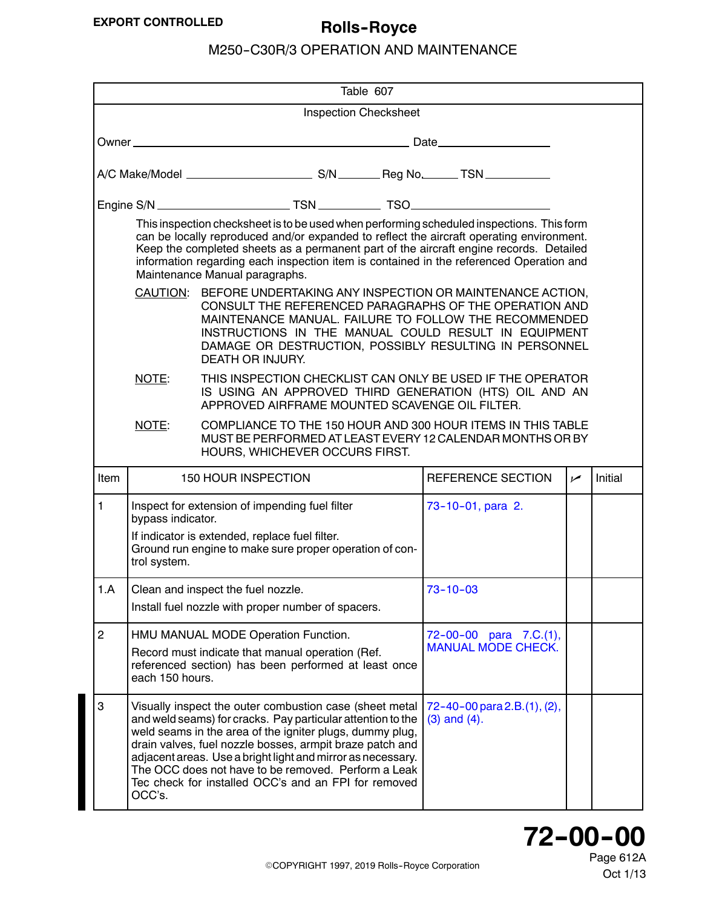Table 607

Inspection Checksheet

Owner ______________________________ Date ______________

A/C Make/Model ______________ S/N ______ Reg No. ______ TSN ________

Engine S/N ______________ TSN ________ TSO ________________

This inspection checksheet is to be used when performing scheduled inspections. This form can be locally reproduced and/or expanded to reflect the aircraft operating environment. Keep the completed sheets as a permanent part of the aircraft engine records. Detailed information regarding each inspection item is contained in the referenced Operation and Maintenance Manual paragraphs.

CAUTION: BEFORE UNDERTAKING ANY INSPECTION OR MAINTENANCE ACTION, CONSULT THE REFERENCED PARAGRAPHS OF THE OPERATION AND MAINTENANCE MANUAL. FAILURE TO FOLLOW THE RECOMMENDED INSTRUCTIONS IN THE MANUAL COULD RESULT IN EQUIPMENT DAMAGE OR DESTRUCTION, POSSIBLY RESULTING IN PERSONNEL DEATH OR INJURY.

NOTE: THIS INSPECTION CHECKLIST CAN ONLY BE USED IF THE OPERATOR IS USING AN APPROVED THIRD GENERATION (HTS) OIL AND AN APPROVED AIRFRAME MOUNTED SCAVENGE OIL FILTER.

NOTE: COMPLIANCE TO THE 150 HOUR AND 300 HOUR ITEMS IN THIS TABLE MUST BE PERFORMED AT LEAST EVERY 12 CALENDAR MONTHS OR BY HOURS, WHICHEVER OCCURS FIRST.

| Item | 150 HOUR INSPECTION | REFERENCE SECTION | ✓ | Initial |
|---|---|---|---|---|
| 1 | Inspect for extension of impending fuel filter bypass indicator.<br>If indicator is extended, replace fuel filter. Ground run engine to make sure proper operation of control system. | 73-10-01, para 2. | | |
| 1.A | Clean and inspect the fuel nozzle.<br>Install fuel nozzle with proper number of spacers. | 73-10-03 | | |
| 2 | HMU MANUAL MODE Operation Function.<br>Record must indicate that manual operation (Ref. referenced section) has been performed at least once each 150 hours. | 72-00-00 para 7.C.(1), MANUAL MODE CHECK. | | |
| 3 | Visually inspect the outer combustion case (sheet metal and weld seams) for cracks. Pay particular attention to the weld seams in the area of the igniter plugs, dummy plug, drain valves, fuel nozzle bosses, armpit braze patch and adjacent areas. Use a bright light and mirror as necessary. The OCC does not have to be removed. Perform a Leak Tec check for installed OCC's and an FPI for removed OCC's. | 72-40-00 para 2.B.(1), (2), (3) and (4). | | |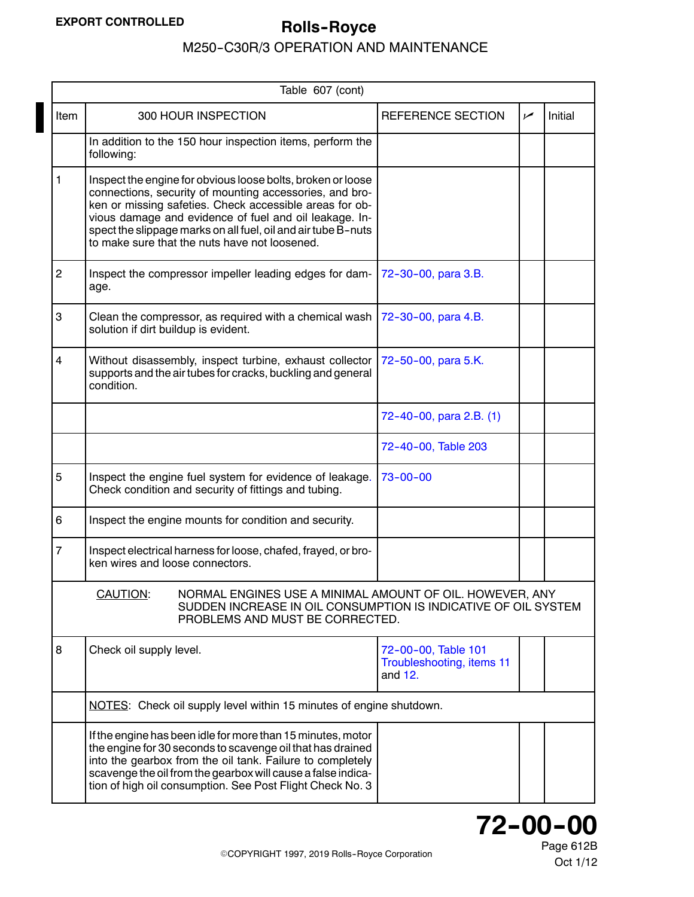| Item | 300 HOUR INSPECTION | REFERENCE SECTION | ✓ | Initial |
|---|---|---|---|---|
| | In addition to the 150 hour inspection items, perform the following: | | | |
| 1 | Inspect the engine for obvious loose bolts, broken or loose connections, security of mounting accessories, and broken or missing safeties. Check accessible areas for obvious damage and evidence of fuel and oil leakage. Inspect the slippage marks on all fuel, oil and air tube B-nuts to make sure that the nuts have not loosened. | | | |
| 2 | Inspect the compressor impeller leading edges for damage. | 72-30-00, para 3.B. | | |
| 3 | Clean the compressor, as required with a chemical wash solution if dirt buildup is evident. | 72-30-00, para 4.B. | | |
| 4 | Without disassembly, inspect turbine, exhaust collector supports and the air tubes for cracks, buckling and general condition. | 72-50-00, para 5.K. | | |
| | | 72-40-00, para 2.B. (1) | | |
| | | 72-40-00, Table 203 | | |
| 5 | Inspect the engine fuel system for evidence of leakage. Check condition and security of fittings and tubing. | 73-00-00 | | |
| 6 | Inspect the engine mounts for condition and security. | | | |
| 7 | Inspect electrical harness for loose, chafed, frayed, or broken wires and loose connectors. | | | |
| | CAUTION: NORMAL ENGINES USE A MINIMAL AMOUNT OF OIL. HOWEVER, ANY SUDDEN INCREASE IN OIL CONSUMPTION IS INDICATIVE OF OIL SYSTEM PROBLEMS AND MUST BE CORRECTED. | | | |
| 8 | Check oil supply level. | 72-00-00, Table 101 Troubleshooting, items 11 and 12. | | |
| | NOTES: Check oil supply level within 15 minutes of engine shutdown. | | | |
| | If the engine has been idle for more than 15 minutes, motor the engine for 30 seconds to scavenge oil that has drained into the gearbox from the oil tank. Failure to completely scavenge the oil from the gearbox will cause a false indication of high oil consumption. See Post Flight Check No. 3 | | | |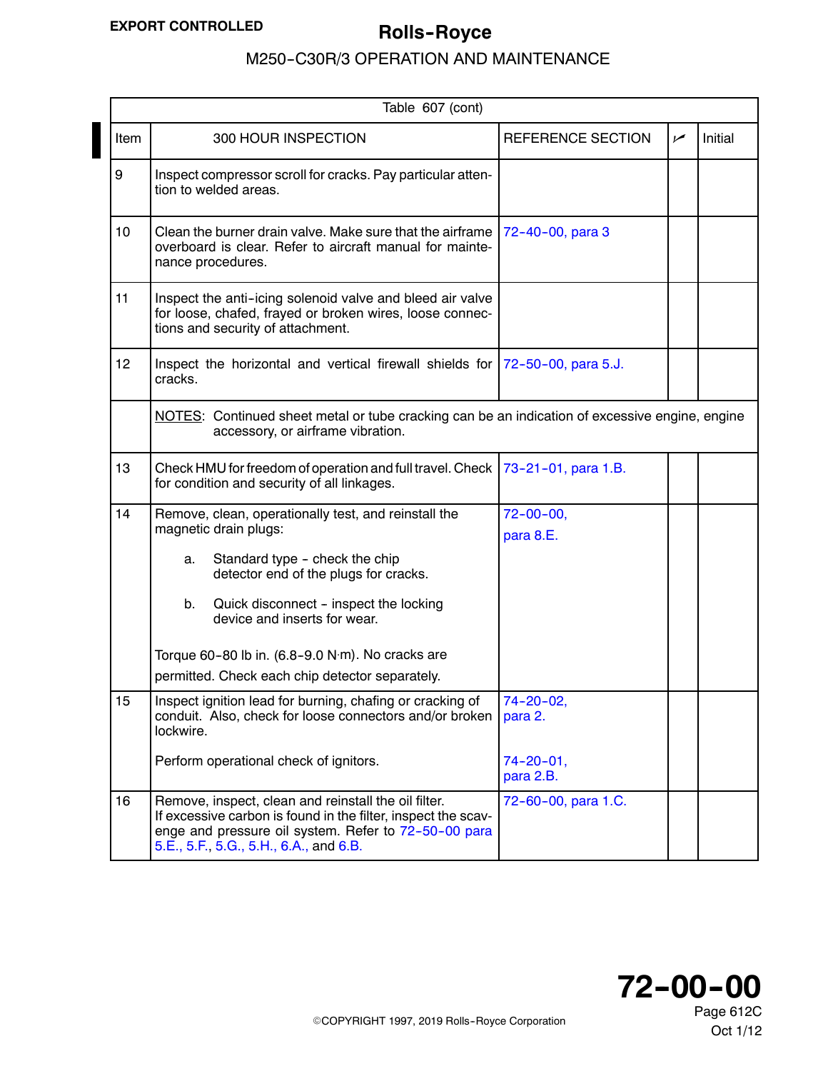Table 607 (cont)

| Item | 300 HOUR INSPECTION | REFERENCE SECTION | ✓ | Initial |
|---|---|---|---|---|
| 9 | Inspect compressor scroll for cracks. Pay particular attention to welded areas. | | | |
| 10 | Clean the burner drain valve. Make sure that the airframe overboard is clear. Refer to aircraft manual for maintenance procedures. | 72-40-00, para 3 | | |
| 11 | Inspect the anti-icing solenoid valve and bleed air valve for loose, chafed, frayed or broken wires, loose connections and security of attachment. | | | |
| 12 | Inspect the horizontal and vertical firewall shields for cracks. | 72-50-00, para 5.J. | | |
| | NOTES: Continued sheet metal or tube cracking can be an indication of excessive engine, engine accessory, or airframe vibration. | | | |
| 13 | Check HMU for freedom of operation and full travel. Check for condition and security of all linkages. | 73-21-01, para 1.B. | | |
| 14 | Remove, clean, operationally test, and reinstall the magnetic drain plugs:<br>a. Standard type - check the chip detector end of the plugs for cracks.<br>b. Quick disconnect - inspect the locking device and inserts for wear.<br>Torque 60-80 lb in. (6.8-9.0 N·m). No cracks are permitted. Check each chip detector separately. | 72-00-00, para 8.E. | | |
| 15 | Inspect ignition lead for burning, chafing or cracking of conduit. Also, check for loose connectors and/or broken lockwire.<br>Perform operational check of ignitors. | 74-20-02, para 2.<br>74-20-01, para 2.B. | | |
| 16 | Remove, inspect, clean and reinstall the oil filter. If excessive carbon is found in the filter, inspect the scavenge and pressure oil system. Refer to 72-50-00 para 5.E., 5.F., 5.G., 5.H., 6.A., and 6.B. | 72-60-00, para 1.C. | | |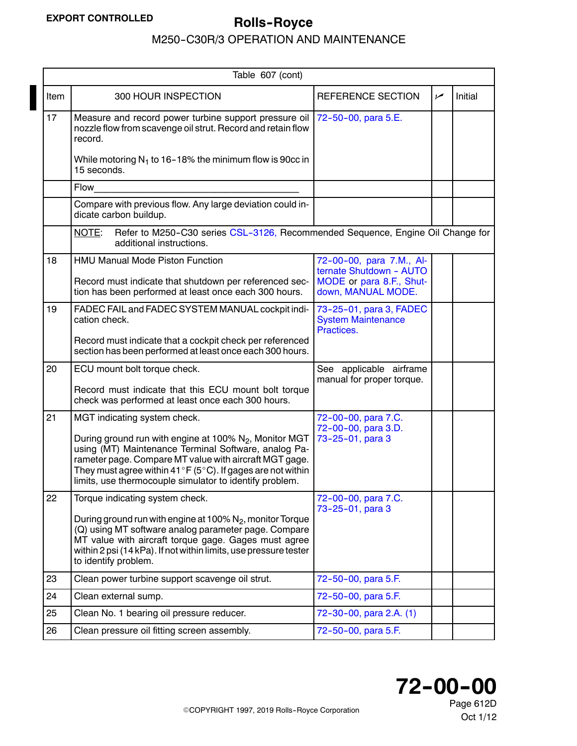| Table 607 (cont) | | | | |
|---|---|---|---|---|
| Item | 300 HOUR INSPECTION | REFERENCE SECTION | ✓ | Initial |
| 17 | Measure and record power turbine support pressure oil nozzle flow from scavenge oil strut. Record and retain flow record.<br><br>While motoring $N_1$ to 16-18% the minimum flow is 90cc in 15 seconds. | 72-50-00, para 5.E. | | |
| | Flow________________________________________ | | | |
| | Compare with previous flow. Any large deviation could indicate carbon buildup. | | | |
| | NOTE: Refer to M250-C30 series CSL-3126, Recommended Sequence, Engine Oil Change for additional instructions. | | | |
| 18 | HMU Manual Mode Piston Function<br><br>Record must indicate that shutdown per referenced section has been performed at least once each 300 hours. | 72-00-00, para 7.M., Alternate Shutdown - AUTO MODE or para 8.F., Shutdown, MANUAL MODE. | | |
| 19 | FADEC FAIL and FADEC SYSTEM MANUAL cockpit indication check.<br><br>Record must indicate that a cockpit check per referenced section has been performed at least once each 300 hours. | 73-25-01, para 3, FADEC System Maintenance Practices. | | |
| 20 | ECU mount bolt torque check.<br><br>Record must indicate that this ECU mount bolt torque check was performed at least once each 300 hours. | See applicable airframe manual for proper torque. | | |
| 21 | MGT indicating system check.<br><br>During ground run with engine at 100% $N_2$, Monitor MGT using (MT) Maintenance Terminal Software, analog Parameter page. Compare MT value with aircraft MGT gage. They must agree within 41°F (5°C). If gages are not within limits, use thermocouple simulator to identify problem. | 72-00-00, para 7.C.<br>72-00-00, para 3.D.<br>73-25-01, para 3 | | |
| 22 | Torque indicating system check.<br><br>During ground run with engine at 100% $N_2$, monitor Torque (Q) using MT software analog parameter page. Compare MT value with aircraft torque gage. Gages must agree within 2 psi (14 kPa). If not within limits, use pressure tester to identify problem. | 72-00-00, para 7.C.<br>73-25-01, para 3 | | |
| 23 | Clean power turbine support scavenge oil strut. | 72-50-00, para 5.F. | | |
| 24 | Clean external sump. | 72-50-00, para 5.F. | | |
| 25 | Clean No. 1 bearing oil pressure reducer. | 72-30-00, para 2.A. (1) | | |
| 26 | Clean pressure oil fitting screen assembly. | 72-50-00, para 5.F. | | |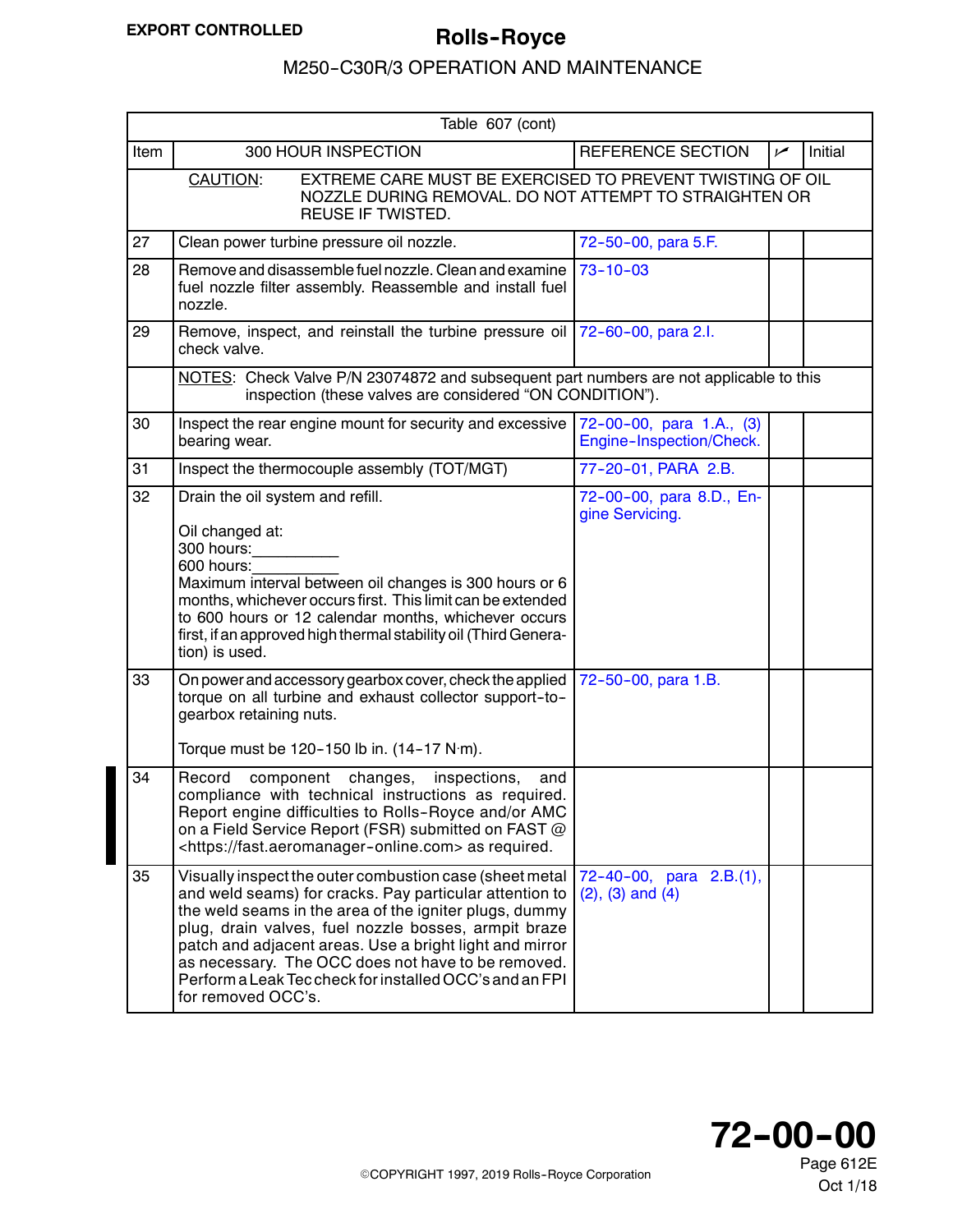Table 607 (cont)

| Item | 300 HOUR INSPECTION | REFERENCE SECTION | ✓ | Initial |
|---|---|---|---|---|
| | CAUTION: EXTREME CARE MUST BE EXERCISED TO PREVENT TWISTING OF OIL NOZZLE DURING REMOVAL. DO NOT ATTEMPT TO STRAIGHTEN OR REUSE IF TWISTED. | | | |
| 27 | Clean power turbine pressure oil nozzle. | 72-50-00, para 5.F. | | |
| 28 | Remove and disassemble fuel nozzle. Clean and examine fuel nozzle filter assembly. Reassemble and install fuel nozzle. | 73-10-03 | | |
| 29 | Remove, inspect, and reinstall the turbine pressure oil check valve. | 72-60-00, para 2.I. | | |
| | NOTES: Check Valve P/N 23074872 and subsequent part numbers are not applicable to this inspection (these valves are considered “ON CONDITION”). | | | |
| 30 | Inspect the rear engine mount for security and excessive bearing wear. | 72-00-00, para 1.A., (3) Engine-Inspection/Check. | | |
| 31 | Inspect the thermocouple assembly (TOT/MGT) | 77-20-01, PARA 2.B. | | |
| 32 | Drain the oil system and refill.<br><br>Oil changed at:<br>300 hours:__________<br>600 hours:__________<br>Maximum interval between oil changes is 300 hours or 6 months, whichever occurs first. This limit can be extended to 600 hours or 12 calendar months, whichever occurs first, if an approved high thermal stability oil (Third Generation) is used. | 72-00-00, para 8.D., Engine Servicing. | | |
| 33 | On power and accessory gearbox cover, check the applied torque on all turbine and exhaust collector support-to-gearbox retaining nuts.<br><br>Torque must be 120-150 lb in. (14-17 N·m). | 72-50-00, para 1.B. | | |
| 34 | Record component changes, inspections, and compliance with technical instructions as required. Report engine difficulties to Rolls-Royce and/or AMC on a Field Service Report (FSR) submitted on FAST @ <https://fast.aeromanager-online.com> as required. | | | |
| 35 | Visually inspect the outer combustion case (sheet metal and weld seams) for cracks. Pay particular attention to the weld seams in the area of the igniter plugs, dummy plug, drain valves, fuel nozzle bosses, armpit braze patch and adjacent areas. Use a bright light and mirror as necessary. The OCC does not have to be removed. Perform a Leak Tec check for installed OCC’s and an FPI for removed OCC’s. | 72-40-00, para 2.B.(1), (2), (3) and (4) | | |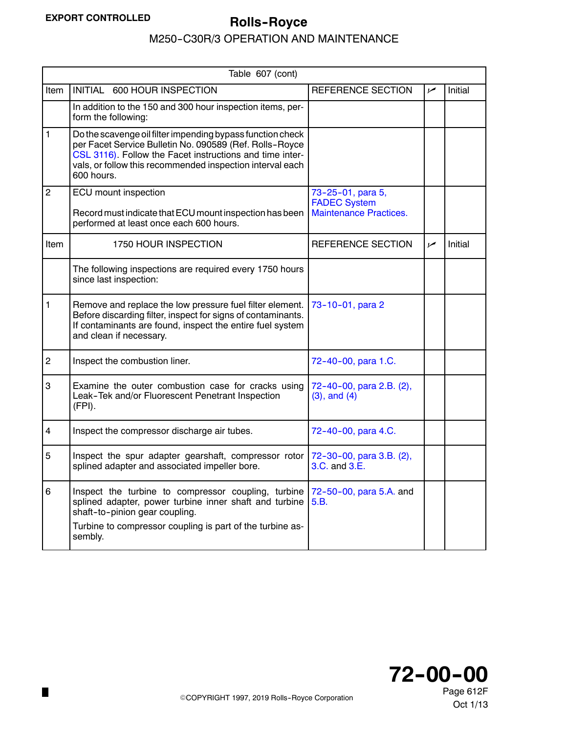| Table 607 (cont) | | | | |
|---|---|---|---|---|
| Item | INITIAL 600 HOUR INSPECTION | REFERENCE SECTION | ✓ | Initial |
| | In addition to the 150 and 300 hour inspection items, perform the following: | | | |
| 1 | Do the scavenge oil filter impending bypass function check per Facet Service Bulletin No. 090589 (Ref. Rolls-Royce CSL 3116). Follow the Facet instructions and time intervals, or follow this recommended inspection interval each 600 hours. | | | |
| 2 | ECU mount inspection<br><br>Record must indicate that ECU mount inspection has been performed at least once each 600 hours. | 73-25-01, para 5, FADEC System Maintenance Practices. | | |
| Item | 1750 HOUR INSPECTION | REFERENCE SECTION | ✓ | Initial |
| | The following inspections are required every 1750 hours since last inspection: | | | |
| 1 | Remove and replace the low pressure fuel filter element. Before discarding filter, inspect for signs of contaminants. If contaminants are found, inspect the entire fuel system and clean if necessary. | 73-10-01, para 2 | | |
| 2 | Inspect the combustion liner. | 72-40-00, para 1.C. | | |
| 3 | Examine the outer combustion case for cracks using Leak-Tek and/or Fluorescent Penetrant Inspection (FPI). | 72-40-00, para 2.B. (2), (3), and (4) | | |
| 4 | Inspect the compressor discharge air tubes. | 72-40-00, para 4.C. | | |
| 5 | Inspect the spur adapter gearshaft, compressor rotor splined adapter and associated impeller bore. | 72-30-00, para 3.B. (2), 3.C. and 3.E. | | |
| 6 | Inspect the turbine to compressor coupling, turbine splined adapter, power turbine inner shaft and turbine shaft-to-pinion gear coupling.<br><br>Turbine to compressor coupling is part of the turbine assembly. | 72-50-00, para 5.A. and 5.B. | | |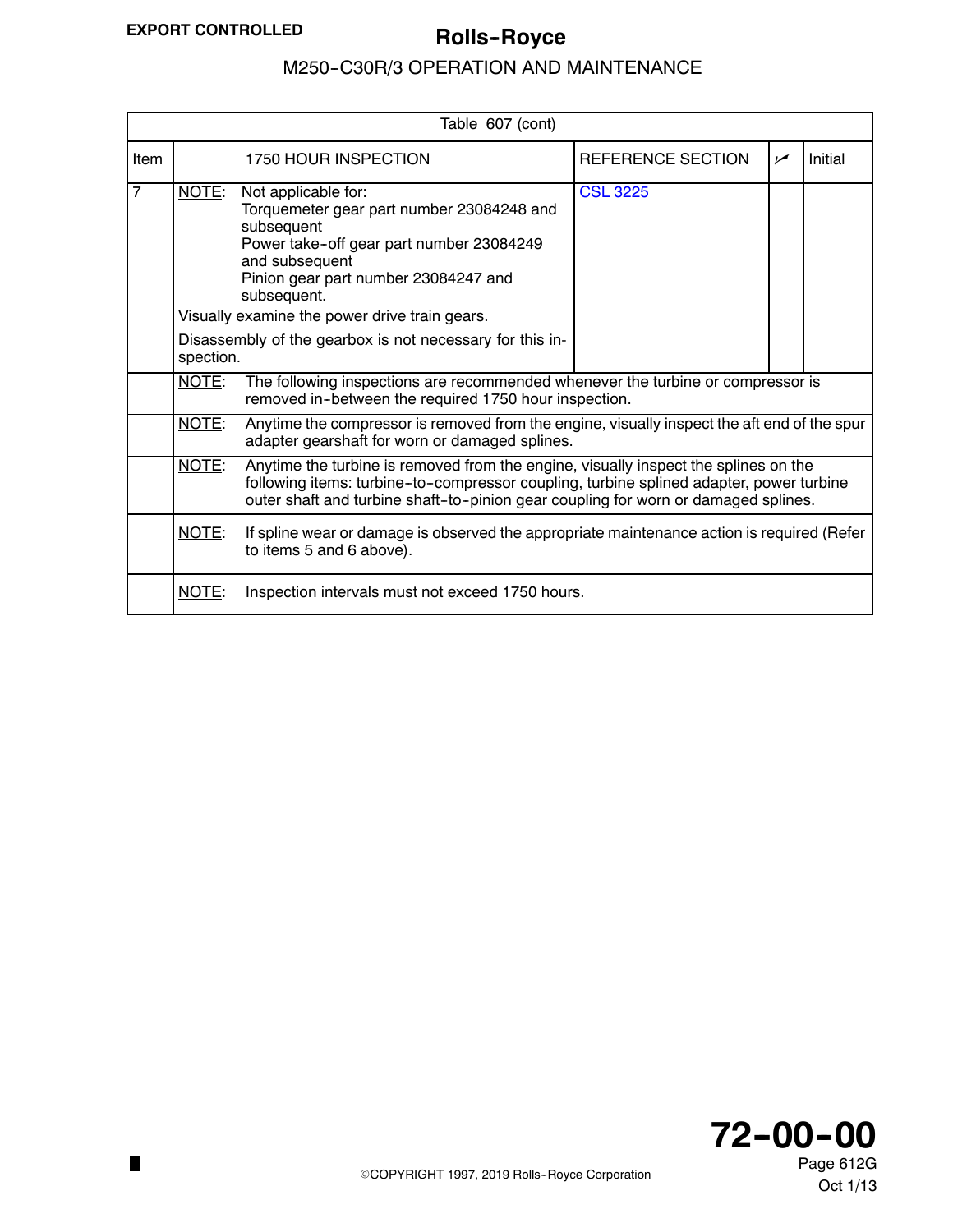| Table 607 (cont) | | | | |
|---|---|---|---|---|
| Item | 1750 HOUR INSPECTION | REFERENCE SECTION | ✓ | Initial |
| 7 | NOTE: Not applicable for: Torquemeter gear part number 23084248 and subsequent Power take-off gear part number 23084249 and subsequent Pinion gear part number 23084247 and subsequent. Visually examine the power drive train gears. Disassembly of the gearbox is not necessary for this inspection. | CSL 3225 | | |
| | NOTE: The following inspections are recommended whenever the turbine or compressor is removed in-between the required 1750 hour inspection. | | | |
| | NOTE: Anytime the compressor is removed from the engine, visually inspect the aft end of the spur adapter gearshaft for worn or damaged splines. | | | |
| | NOTE: Anytime the turbine is removed from the engine, visually inspect the splines on the following items: turbine-to-compressor coupling, turbine splined adapter, power turbine outer shaft and turbine shaft-to-pinion gear coupling for worn or damaged splines. | | | |
| | NOTE: If spline wear or damage is observed the appropriate maintenance action is required (Refer to items 5 and 6 above). | | | |
| | NOTE: Inspection intervals must not exceed 1750 hours. | | | |